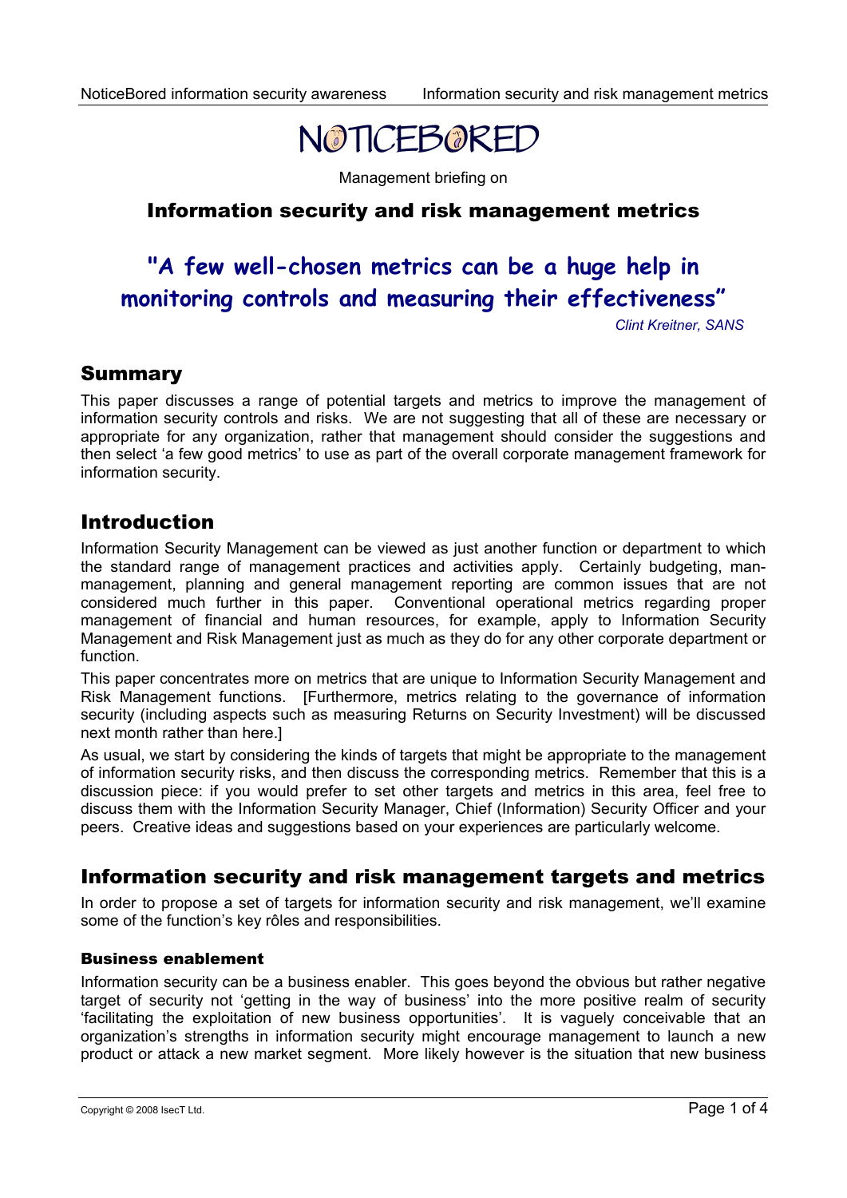# NOTICEBORED

Management briefing on

## Information security and risk management metrics

**"A few well-chosen metrics can be a huge help in monitoring controls and measuring their effectiveness"**

*Clint Kreitner, SANS*

## Summary

This paper discusses a range of potential targets and metrics to improve the management of information security controls and risks. We are not suggesting that all of these are necessary or appropriate for any organization, rather that management should consider the suggestions and then select 'a few good metrics' to use as part of the overall corporate management framework for information security.

## Introduction

Information Security Management can be viewed as just another function or department to which the standard range of management practices and activities apply. Certainly budgeting, man-management, planning and general management reporting are common issues that are not considered much further in this paper. Conventional operational metrics regarding proper management of financial and human resources, for example, apply to Information Security Management and Risk Management just as much as they do for any other corporate department or function.

This paper concentrates more on metrics that are unique to Information Security Management and Risk Management functions. [Furthermore, metrics relating to the governance of information security (including aspects such as measuring Returns on Security Investment) will be discussed next month rather than here.]

As usual, we start by considering the kinds of targets that might be appropriate to the management of information security risks, and then discuss the corresponding metrics. Remember that this is a discussion piece: if you would prefer to set other targets and metrics in this area, feel free to discuss them with the Information Security Manager, Chief (Information) Security Officer and your peers. Creative ideas and suggestions based on your experiences are particularly welcome.

## Information security and risk management targets and metrics

In order to propose a set of targets for information security and risk management, we'll examine some of the function's key rôles and responsibilities.

### Business enablement

Information security can be a business enabler. This goes beyond the obvious but rather negative target of security not 'getting in the way of business' into the more positive realm of security 'facilitating the exploitation of new business opportunities'. It is vaguely conceivable that an organization's strengths in information security might encourage management to launch a new product or attack a new market segment. More likely however is the situation that new business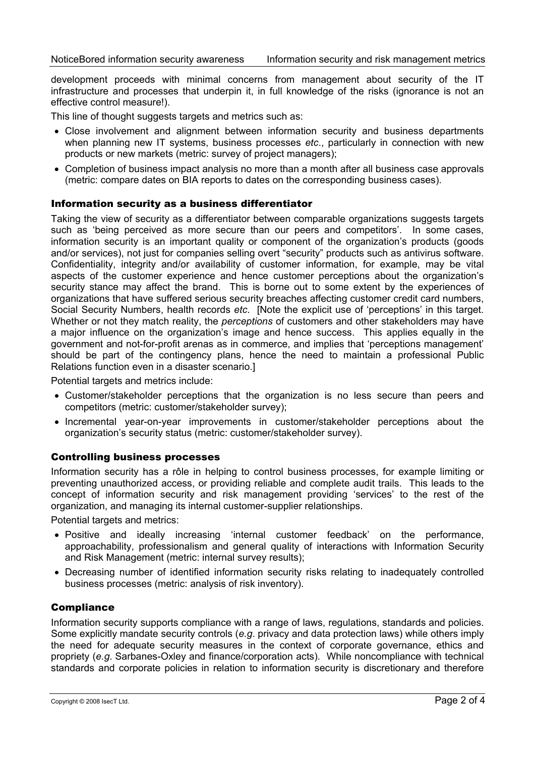development proceeds with minimal concerns from management about security of the IT infrastructure and processes that underpin it, in full knowledge of the risks (ignorance is not an effective control measure!).

This line of thought suggests targets and metrics such as:

- Close involvement and alignment between information security and business departments when planning new IT systems, business processes *etc*., particularly in connection with new products or new markets (metric: survey of project managers);
- Completion of business impact analysis no more than a month after all business case approvals (metric: compare dates on BIA reports to dates on the corresponding business cases).

### Information security as a business differentiator

Taking the view of security as a differentiator between comparable organizations suggests targets such as 'being perceived as more secure than our peers and competitors'. In some cases, information security is an important quality or component of the organization's products (goods and/or services), not just for companies selling overt "security" products such as antivirus software. Confidentiality, integrity and/or availability of customer information, for example, may be vital aspects of the customer experience and hence customer perceptions about the organization's security stance may affect the brand. This is borne out to some extent by the experiences of organizations that have suffered serious security breaches affecting customer credit card numbers, Social Security Numbers, health records *etc*. [Note the explicit use of 'perceptions' in this target. Whether or not they match reality, the *perceptions* of customers and other stakeholders may have a major influence on the organization's image and hence success. This applies equally in the government and not-for-profit arenas as in commerce, and implies that 'perceptions management' should be part of the contingency plans, hence the need to maintain a professional Public Relations function even in a disaster scenario.]

Potential targets and metrics include:

- Customer/stakeholder perceptions that the organization is no less secure than peers and competitors (metric: customer/stakeholder survey);
- Incremental year-on-year improvements in customer/stakeholder perceptions about the organization's security status (metric: customer/stakeholder survey).

### Controlling business processes

Information security has a rôle in helping to control business processes, for example limiting or preventing unauthorized access, or providing reliable and complete audit trails. This leads to the concept of information security and risk management providing 'services' to the rest of the organization, and managing its internal customer-supplier relationships.

Potential targets and metrics:

- Positive and ideally increasing 'internal customer feedback' on the performance, approachability, professionalism and general quality of interactions with Information Security and Risk Management (metric: internal survey results);
- Decreasing number of identified information security risks relating to inadequately controlled business processes (metric: analysis of risk inventory).

### Compliance

Information security supports compliance with a range of laws, regulations, standards and policies. Some explicitly mandate security controls (*e.g*. privacy and data protection laws) while others imply the need for adequate security measures in the context of corporate governance, ethics and propriety (*e.g*. Sarbanes-Oxley and finance/corporation acts). While noncompliance with technical standards and corporate policies in relation to information security is discretionary and therefore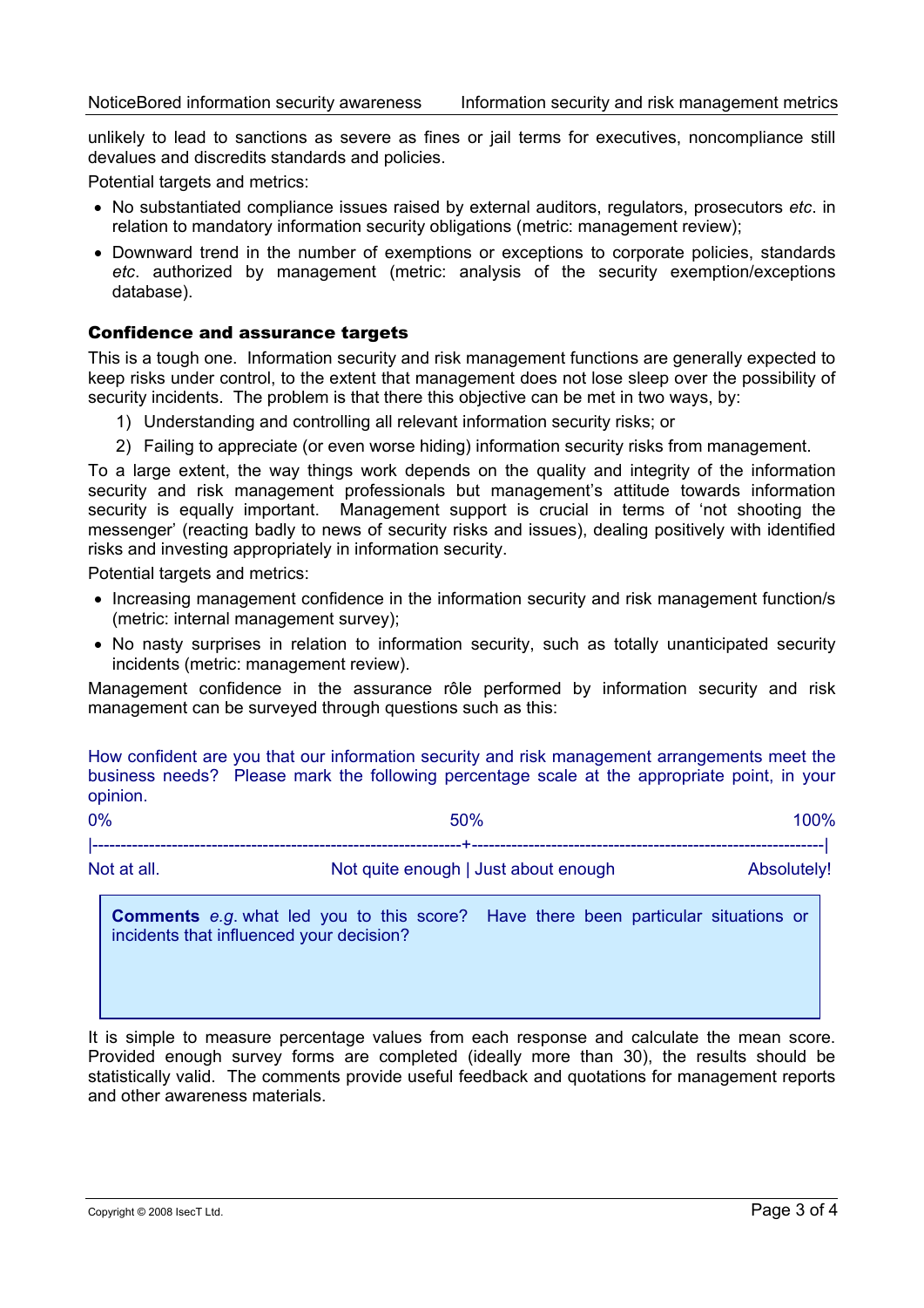unlikely to lead to sanctions as severe as fines or jail terms for executives, noncompliance still devalues and discredits standards and policies.

Potential targets and metrics:

- No substantiated compliance issues raised by external auditors, regulators, prosecutors *etc*. in relation to mandatory information security obligations (metric: management review);
- Downward trend in the number of exemptions or exceptions to corporate policies, standards *etc*. authorized by management (metric: analysis of the security exemption/exceptions database).

### Confidence and assurance targets

This is a tough one. Information security and risk management functions are generally expected to keep risks under control, to the extent that management does not lose sleep over the possibility of security incidents. The problem is that there this objective can be met in two ways, by:

1) Understanding and controlling all relevant information security risks; or
2) Failing to appreciate (or even worse hiding) information security risks from management.

To a large extent, the way things work depends on the quality and integrity of the information security and risk management professionals but management's attitude towards information security is equally important. Management support is crucial in terms of 'not shooting the messenger' (reacting badly to news of security risks and issues), dealing positively with identified risks and investing appropriately in information security.

Potential targets and metrics:

- Increasing management confidence in the information security and risk management function/s (metric: internal management survey);
- No nasty surprises in relation to information security, such as totally unanticipated security incidents (metric: management review).

Management confidence in the assurance rôle performed by information security and risk management can be surveyed through questions such as this:

How confident are you that our information security and risk management arrangements meet the business needs? Please mark the following percentage scale at the appropriate point, in your opinion.

```
0%                              50%                              100%
|-------------------------------+--------------------------------|
Not at all.       Not quite enough | Just about enough     Absolutely!
```

> **Comments** *e.g.* what led you to this score? Have there been particular situations or incidents that influenced your decision?

It is simple to measure percentage values from each response and calculate the mean score. Provided enough survey forms are completed (ideally more than 30), the results should be statistically valid. The comments provide useful feedback and quotations for management reports and other awareness materials.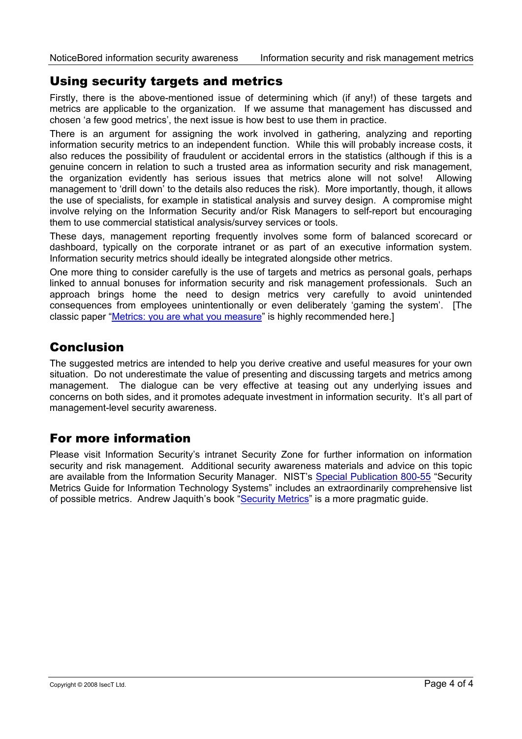## Using security targets and metrics

Firstly, there is the above-mentioned issue of determining which (if any!) of these targets and metrics are applicable to the organization. If we assume that management has discussed and chosen 'a few good metrics', the next issue is how best to use them in practice.

There is an argument for assigning the work involved in gathering, analyzing and reporting information security metrics to an independent function. While this will probably increase costs, it also reduces the possibility of fraudulent or accidental errors in the statistics (although if this is a genuine concern in relation to such a trusted area as information security and risk management, the organization evidently has serious issues that metrics alone will not solve! Allowing management to 'drill down' to the details also reduces the risk). More importantly, though, it allows the use of specialists, for example in statistical analysis and survey design. A compromise might involve relying on the Information Security and/or Risk Managers to self-report but encouraging them to use commercial statistical analysis/survey services or tools.

These days, management reporting frequently involves some form of balanced scorecard or dashboard, typically on the corporate intranet or as part of an executive information system. Information security metrics should ideally be integrated alongside other metrics.

One more thing to consider carefully is the use of targets and metrics as personal goals, perhaps linked to annual bonuses for information security and risk management professionals. Such an approach brings home the need to design metrics very carefully to avoid unintended consequences from employees unintentionally or even deliberately 'gaming the system'. [The classic paper "Metrics: you are what you measure" is highly recommended here.]

## Conclusion

The suggested metrics are intended to help you derive creative and useful measures for your own situation. Do not underestimate the value of presenting and discussing targets and metrics among management. The dialogue can be very effective at teasing out any underlying issues and concerns on both sides, and it promotes adequate investment in information security. It's all part of management-level security awareness.

## For more information

Please visit Information Security's intranet Security Zone for further information on information security and risk management. Additional security awareness materials and advice on this topic are available from the Information Security Manager. NIST's Special Publication 800-55 "Security Metrics Guide for Information Technology Systems" includes an extraordinarily comprehensive list of possible metrics. Andrew Jaquith's book "Security Metrics" is a more pragmatic guide.

Copyright © 2008 IsecT Ltd.